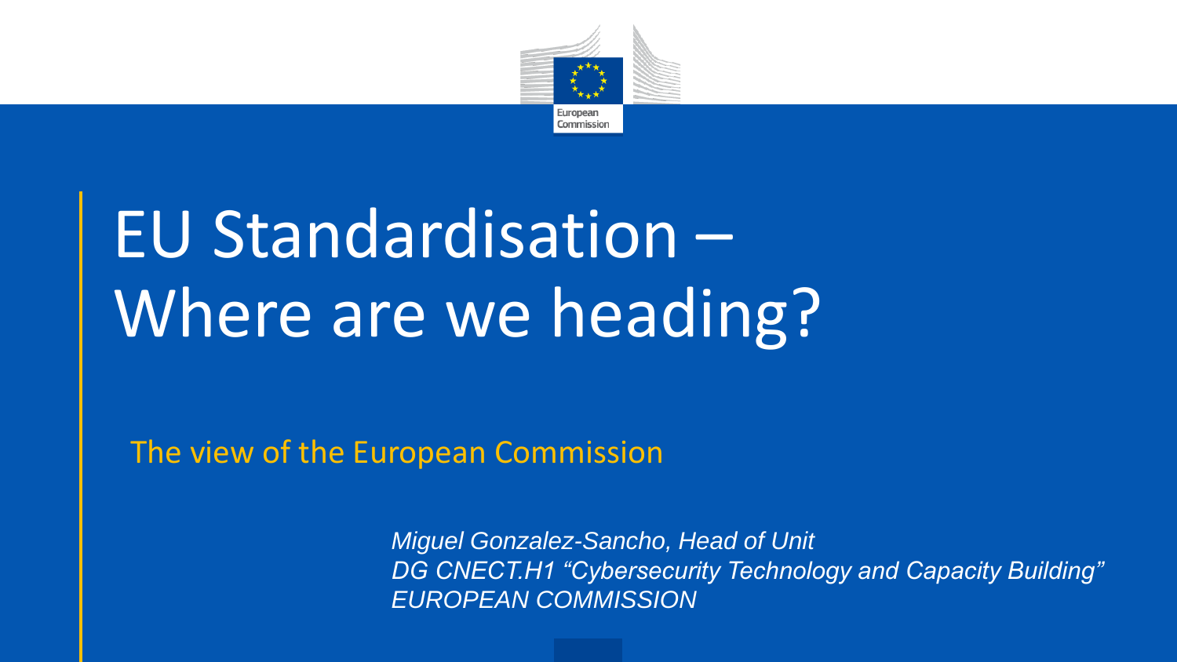European Commission

# EU Standardisation – Where are we heading?

## The view of the European Commission

*Miguel Gonzalez-Sancho, Head of Unit*
*DG CNECT.H1 "Cybersecurity Technology and Capacity Building"*
*EUROPEAN COMMISSION*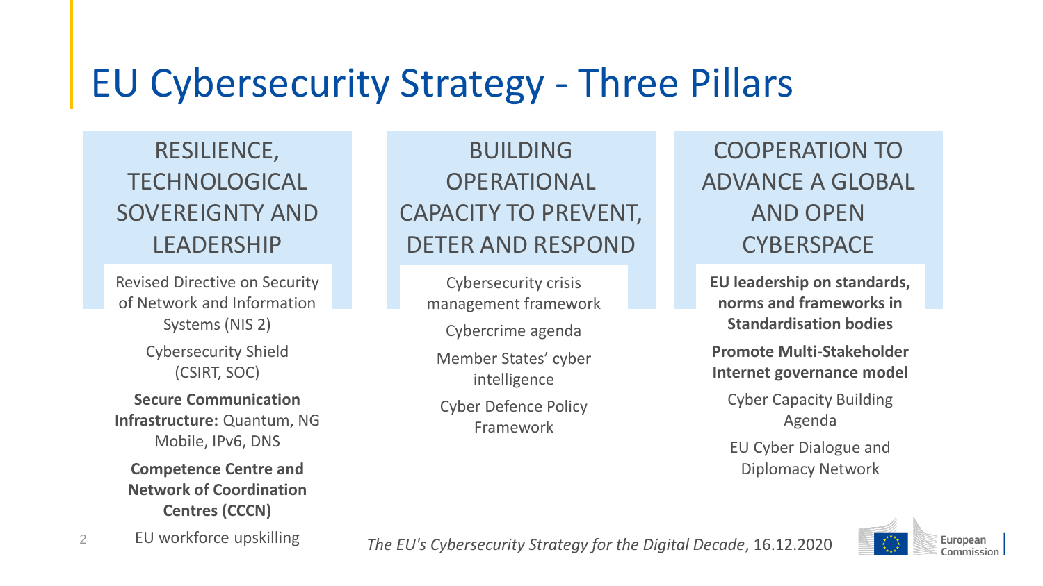# EU Cybersecurity Strategy - Three Pillars

## RESILIENCE, TECHNOLOGICAL SOVEREIGNTY AND LEADERSHIP

- Revised Directive on Security of Network and Information Systems (NIS 2)
- Cybersecurity Shield (CSIRT, SOC)
- **Secure Communication Infrastructure:** Quantum, NG Mobile, IPv6, DNS
- **Competence Centre and Network of Coordination Centres (CCCN)**
- EU workforce upskilling

## BUILDING OPERATIONAL CAPACITY TO PREVENT, DETER AND RESPOND

- Cybersecurity crisis management framework
- Cybercrime agenda
- Member States' cyber intelligence
- Cyber Defence Policy Framework

## COOPERATION TO ADVANCE A GLOBAL AND OPEN CYBERSPACE

- **EU leadership on standards, norms and frameworks in Standardisation bodies**
- **Promote Multi-Stakeholder Internet governance model**
- Cyber Capacity Building Agenda
- EU Cyber Dialogue and Diplomacy Network

*The EU's Cybersecurity Strategy for the Digital Decade*, 16.12.2020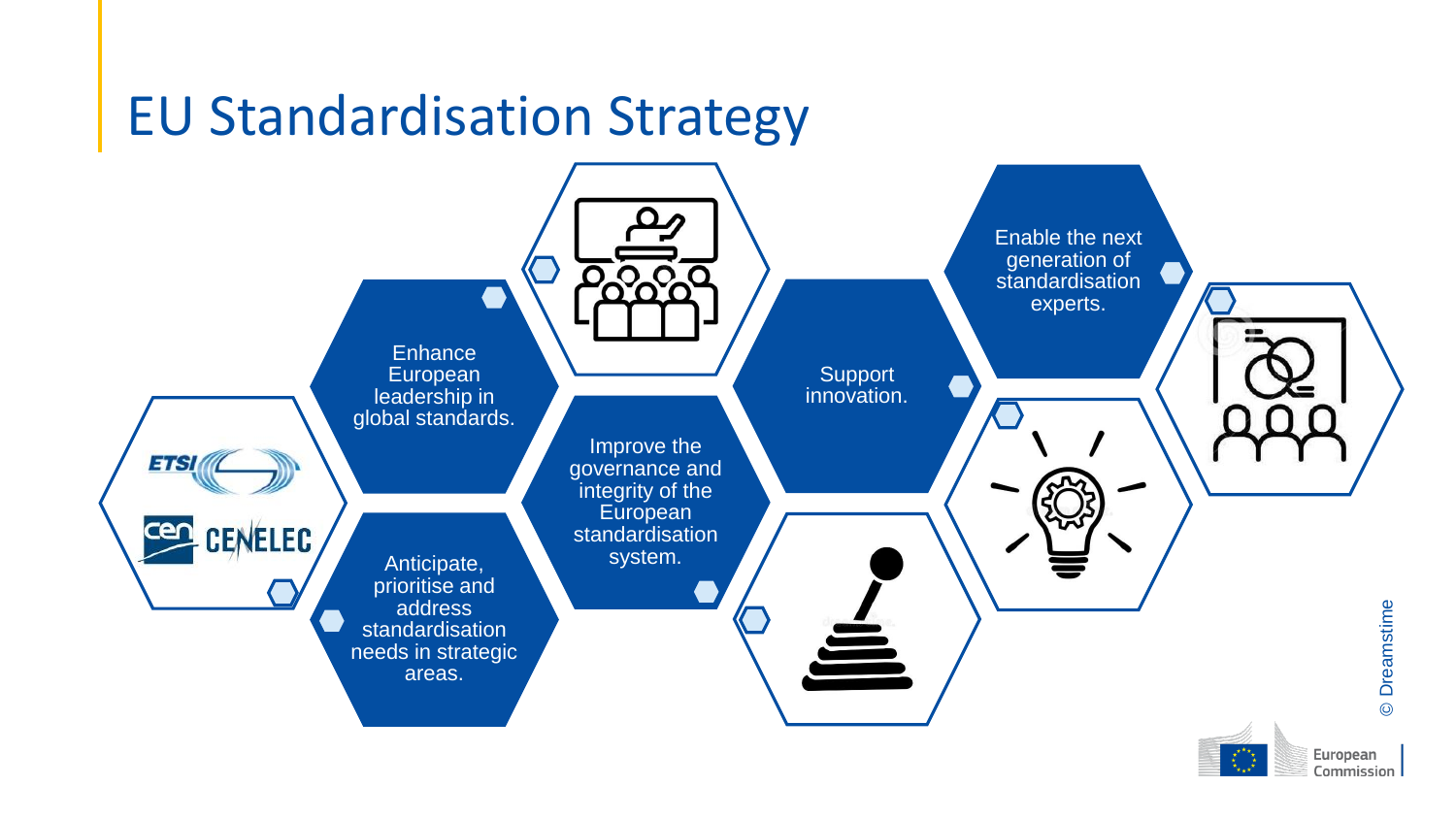# EU Standardisation Strategy

- Enhance European leadership in global standards.
- Anticipate, prioritise and address standardisation needs in strategic areas.
- Improve the governance and integrity of the European standardisation system.
- Support innovation.
- Enable the next generation of standardisation experts.

© Dreamstime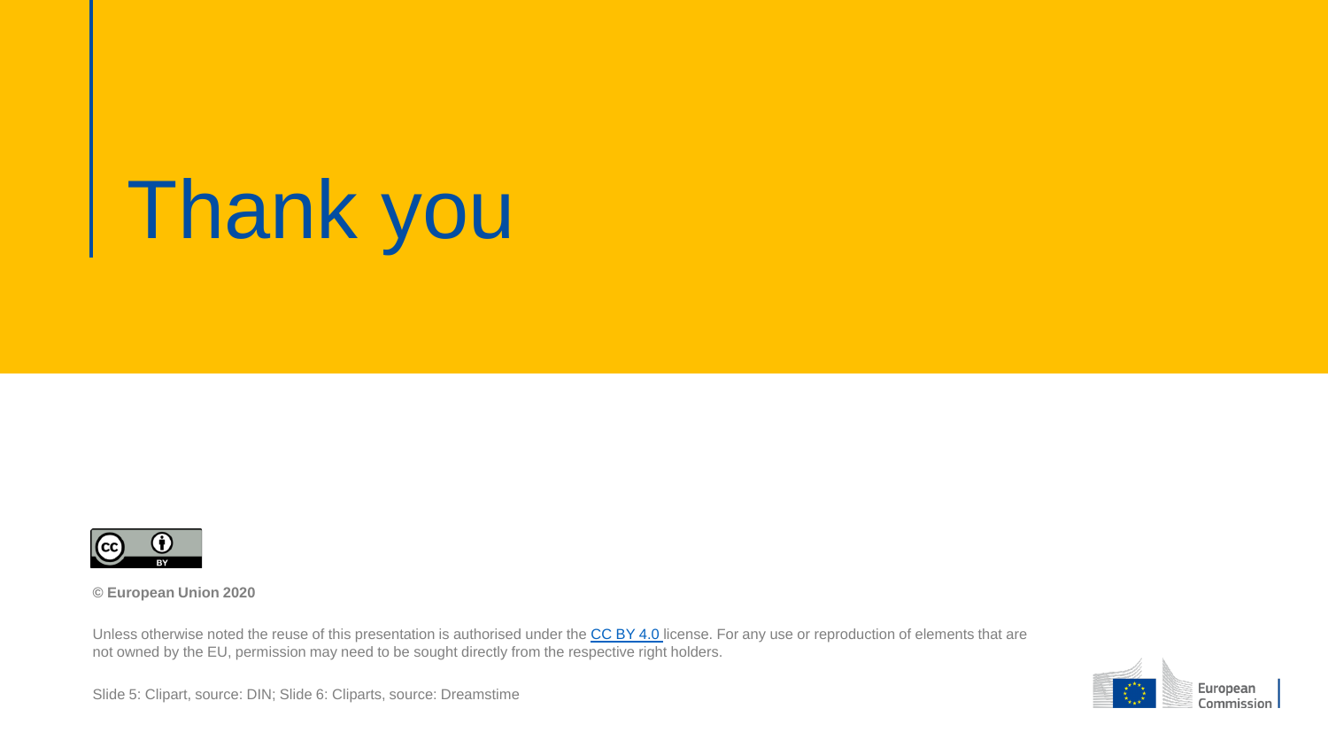# Thank you

**© European Union 2020**

Unless otherwise noted the reuse of this presentation is authorised under the [CC BY 4.0](https://creativecommons.org/licenses/by/4.0/) license. For any use or reproduction of elements that are not owned by the EU, permission may need to be sought directly from the respective right holders.

Slide 5: Clipart, source: DIN; Slide 6: Cliparts, source: Dreamstime